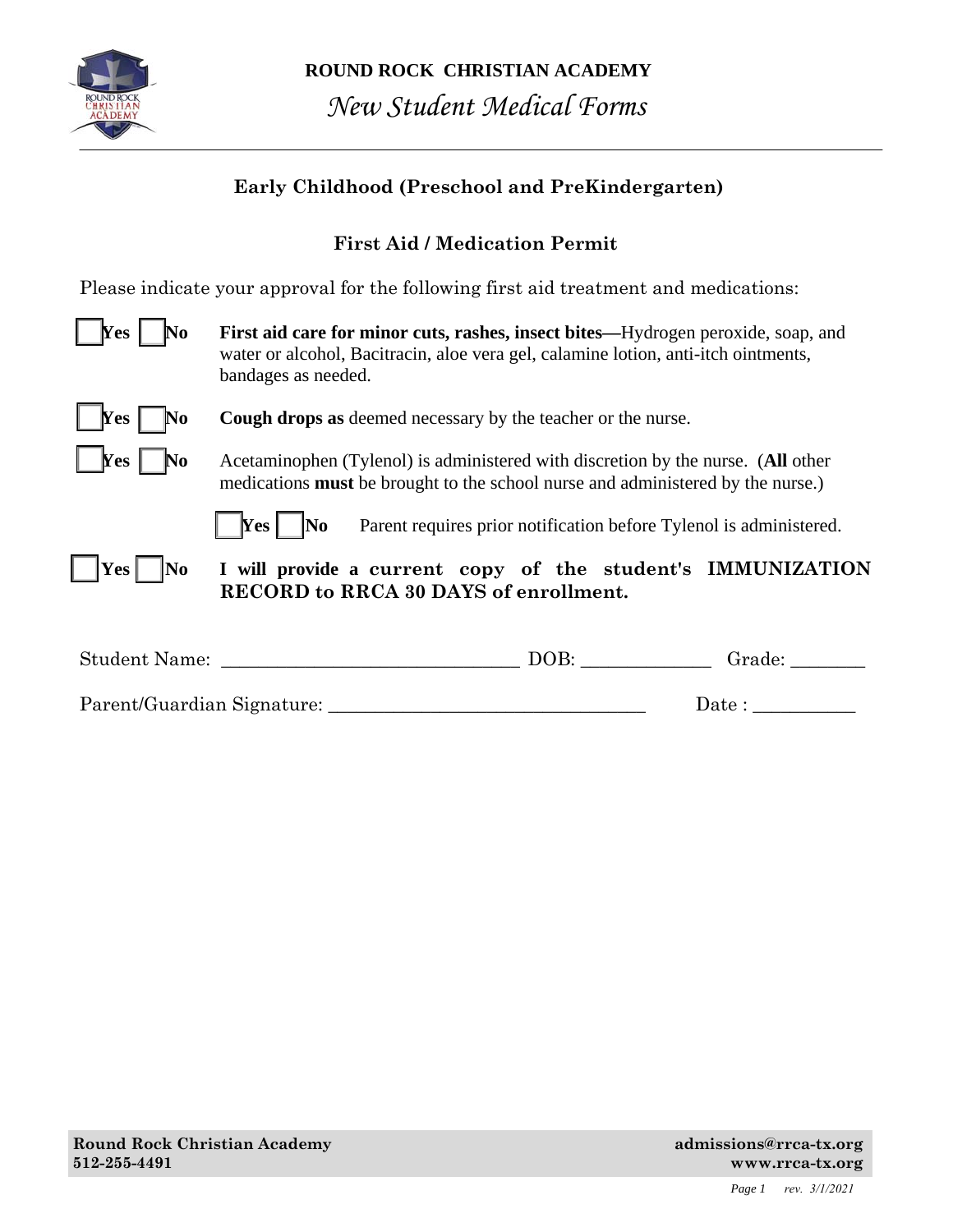**ROUND ROCK CHRISTIAN ACADEMY**

# *New Student Medical Forms*

## Early Childhood (Preschool and PreKindergarten)

### First Aid / Medication Permit

Please indicate your approval for the following first aid treatment and medications:

☐ **Yes** ☐ **No** **First aid care for minor cuts, rashes, insect bites—**Hydrogen peroxide, soap, and water or alcohol, Bacitracin, aloe vera gel, calamine lotion, anti-itch ointments, bandages as needed.

☐ **Yes** ☐ **No** **Cough drops as** deemed necessary by the teacher or the nurse.

☐ **Yes** ☐ **No** Acetaminophen (Tylenol) is administered with discretion by the nurse. (**All** other medications **must** be brought to the school nurse and administered by the nurse.)

☐ **Yes** ☐ **No** Parent requires prior notification before Tylenol is administered.

☐ **Yes** ☐ **No** **I will provide a current copy of the student's IMMUNIZATION RECORD to RRCA 30 DAYS of enrollment.**

Student Name: ______________________________ DOB: _____________ Grade: ________

Parent/Guardian Signature: ________________________________ Date : ___________

**Round Rock Christian Academy**
**512-255-4491**

**admissions@rrca-tx.org**
**www.rrca-tx.org**

*rev. 3/1/2021*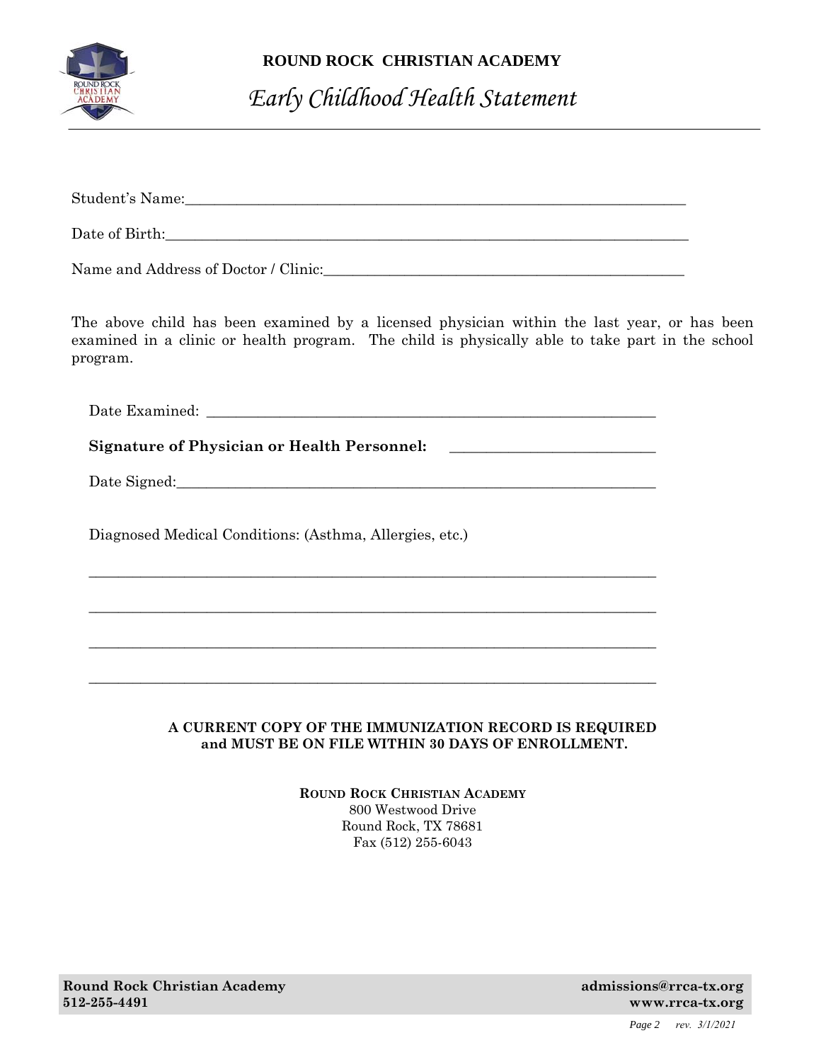**ROUND ROCK CHRISTIAN ACADEMY**

# *Early Childhood Health Statement*

Student's Name:_______________________________________________________________________

Date of Birth:_________________________________________________________________________

Name and Address of Doctor / Clinic:___________________________________________________

The above child has been examined by a licensed physician within the last year, or has been examined in a clinic or health program. The child is physically able to take part in the school program.

Date Examined: ______________________________________________________________

**Signature of Physician or Health Personnel:** ____________________________

Date Signed:_________________________________________________________________

Diagnosed Medical Conditions: (Asthma, Allergies, etc.)

_____________________________________________________________________________

_____________________________________________________________________________

_____________________________________________________________________________

_____________________________________________________________________________

**A CURRENT COPY OF THE IMMUNIZATION RECORD IS REQUIRED and MUST BE ON FILE WITHIN 30 DAYS OF ENROLLMENT.**

**ROUND ROCK CHRISTIAN ACADEMY**
800 Westwood Drive
Round Rock, TX 78681
Fax (512) 255-6043

**Round Rock Christian Academy**
**512-255-4491**

**admissions@rrca-tx.org**
**www.rrca-tx.org**

*rev. 3/1/2021*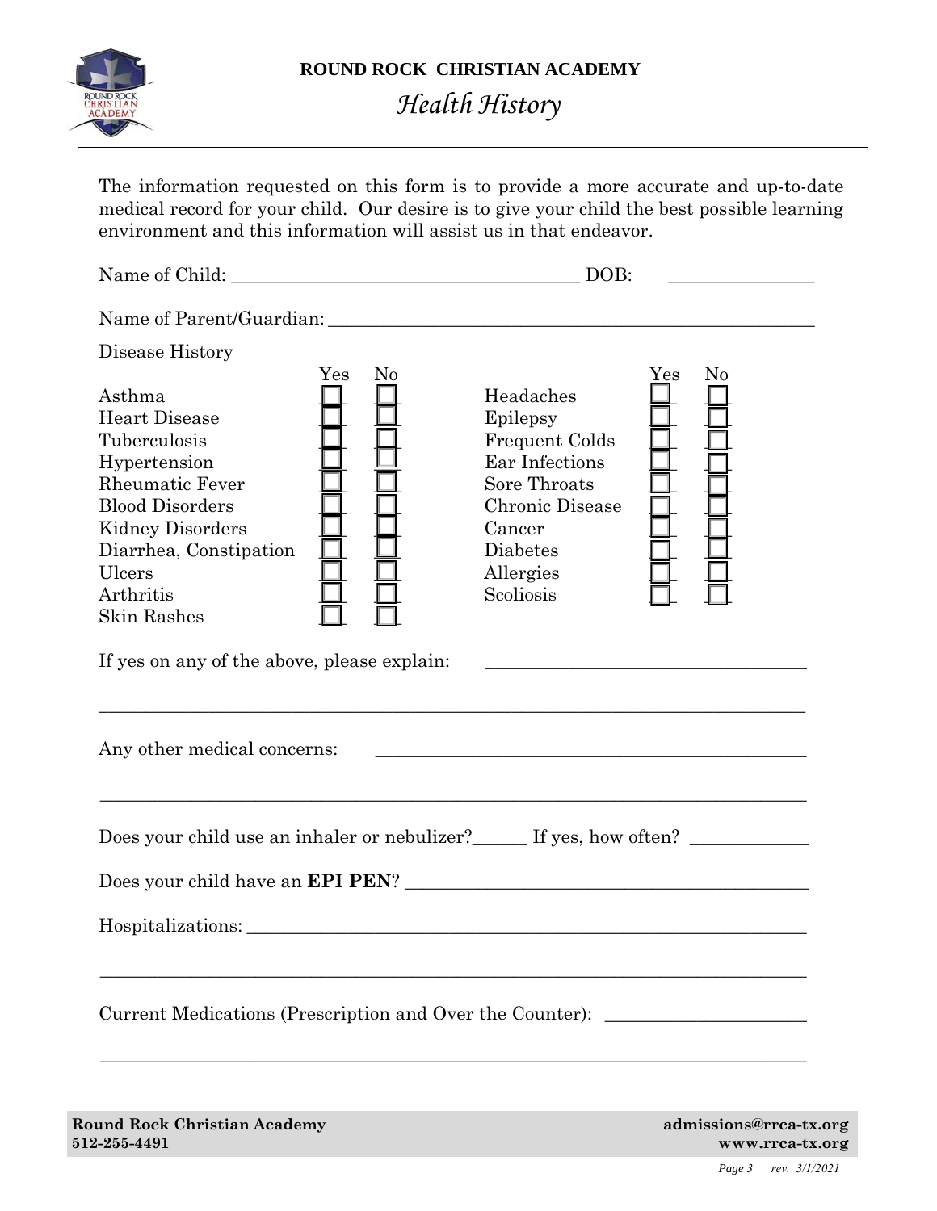# ROUND ROCK CHRISTIAN ACADEMY

## *Health History*

The information requested on this form is to provide a more accurate and up-to-date medical record for your child. Our desire is to give your child the best possible learning environment and this information will assist us in that endeavor.

Name of Child: ______________________________________ DOB: _______________

Name of Parent/Guardian: _____________________________________________________

Disease History

| | Yes | No | | Yes | No |
|---|---|---|---|---|---|
| Asthma | ☐ | ☐ | Headaches | ☐ | ☐ |
| Heart Disease | ☐ | ☐ | Epilepsy | ☐ | ☐ |
| Tuberculosis | ☐ | ☐ | Frequent Colds | ☐ | ☐ |
| Hypertension | ☐ | ☐ | Ear Infections | ☐ | ☐ |
| Rheumatic Fever | ☐ | ☐ | Sore Throats | ☐ | ☐ |
| Blood Disorders | ☐ | ☐ | Chronic Disease | ☐ | ☐ |
| Kidney Disorders | ☐ | ☐ | Cancer | ☐ | ☐ |
| Diarrhea, Constipation | ☐ | ☐ | Diabetes | ☐ | ☐ |
| Ulcers | ☐ | ☐ | Allergies | ☐ | ☐ |
| Arthritis | ☐ | ☐ | Scoliosis | ☐ | ☐ |
| Skin Rashes | ☐ | ☐ | | | |

If yes on any of the above, please explain: ___________________________________

_____________________________________________________________________________

Any other medical concerns: ________________________________________________

_____________________________________________________________________________

Does your child use an inhaler or nebulizer?______ If yes, how often? ____________

Does your child have an **EPI PEN**? ________________________________________

Hospitalizations: ___________________________________________________________

_____________________________________________________________________________

Current Medications (Prescription and Over the Counter): _____________________

_____________________________________________________________________________

**Round Rock Christian Academy**
**512-255-4491**

**admissions@rrca-tx.org**
**www.rrca-tx.org**

*rev. 3/1/2021*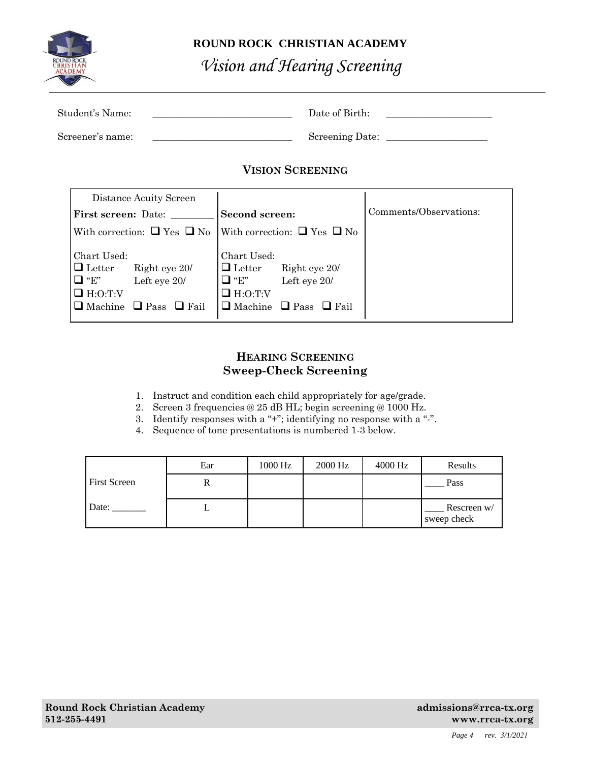# ROUND ROCK CHRISTIAN ACADEMY

## *Vision and Hearing Screening*

Student's Name: ____________________________ Date of Birth: ______________________

Screener's name: ____________________________ Screening Date: _____________________

### VISION SCREENING

| Distance Acuity Screen | | |
|---|---|---|
| **First screen:** Date: _________ | **Second screen:** | Comments/Observations: |
| With correction: ❑ Yes ❑ No | With correction: ❑ Yes ❑ No | |
| Chart Used:<br>❑ Letter Right eye 20/<br>❑ "E" Left eye 20/<br>❑ H:O:T:V<br>❑ Machine ❑ Pass ❑ Fail | Chart Used:<br>❑ Letter Right eye 20/<br>❑ "E" Left eye 20/<br>❑ H:O:T:V<br>❑ Machine ❑ Pass ❑ Fail | |

### HEARING SCREENING
### Sweep-Check Screening

1. Instruct and condition each child appropriately for age/grade.
2. Screen 3 frequencies @ 25 dB HL; begin screening @ 1000 Hz.
3. Identify responses with a "+"; identifying no response with a "-".
4. Sequence of tone presentations is numbered 1-3 below.

| | Ear | 1000 Hz | 2000 Hz | 4000 Hz | Results |
|---|---|---|---|---|---|
| First Screen | R | | | | ____ Pass |
| Date: _______ | L | | | | ____ Rescreen w/ sweep check |

**Round Rock Christian Academy**
**512-255-4491**

**admissions@rrca-tx.org**
**www.rrca-tx.org**

*rev. 3/1/2021*